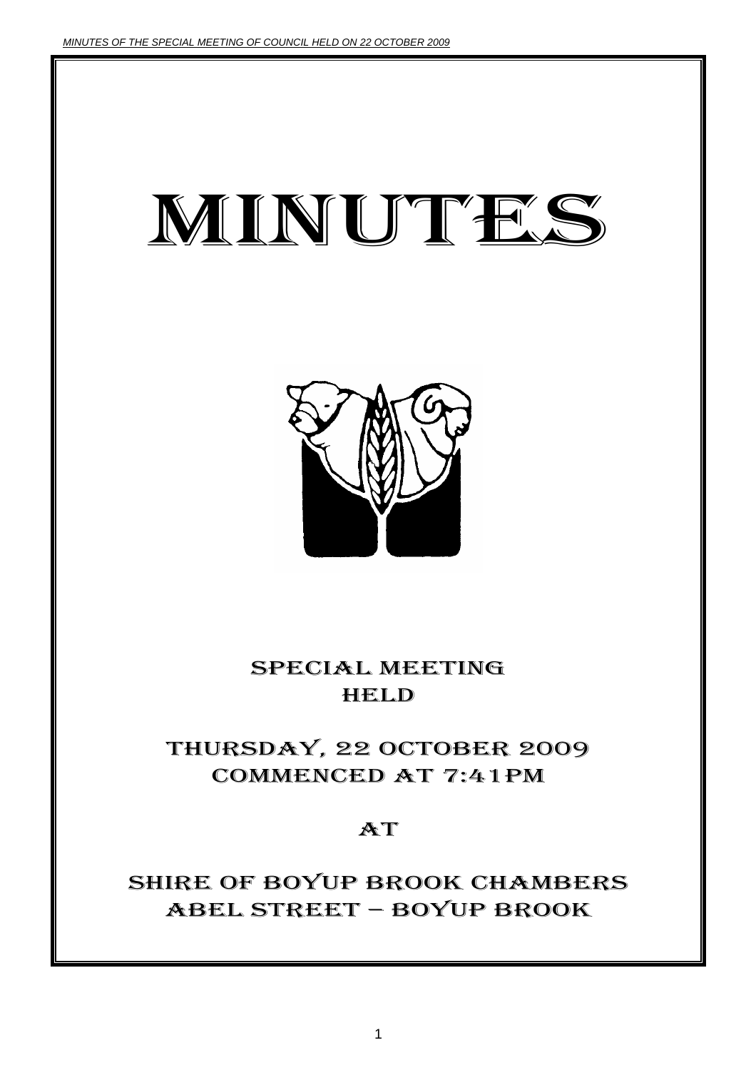# MINUTES

## SPECIAL MEETING HELD

## THURSDAY, 22 OCTOBER 2009
## COMMENCED AT 7:41PM

## AT

## SHIRE OF BOYUP BROOK CHAMBERS
## ABEL STREET – BOYUP BROOK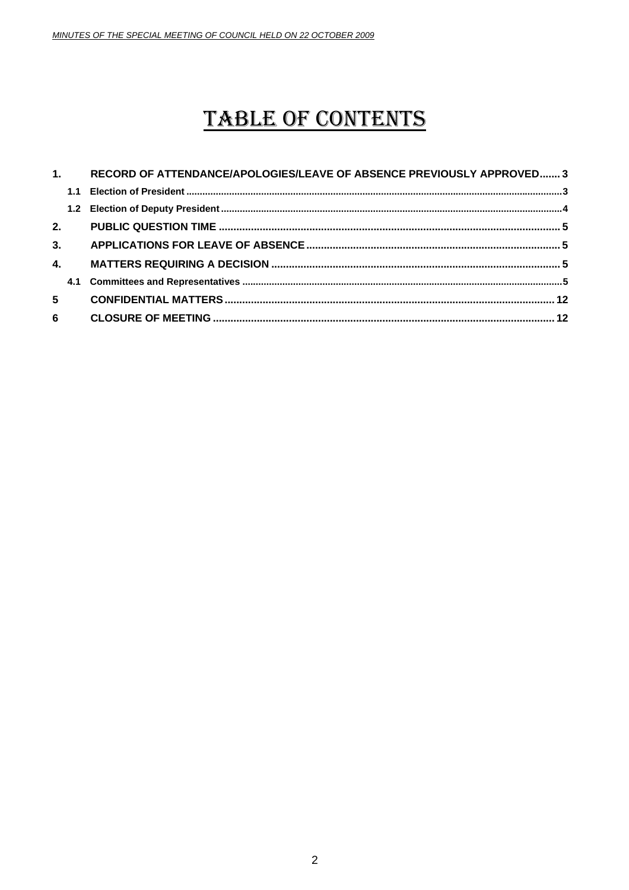# TABLE OF CONTENTS

**1. RECORD OF ATTENDANCE/APOLOGIES/LEAVE OF ABSENCE PREVIOUSLY APPROVED....... 3**

- **1.1 Election of President ........ 3**
- **1.2 Election of Deputy President ........ 4**

**2. PUBLIC QUESTION TIME ........ 5**

**3. APPLICATIONS FOR LEAVE OF ABSENCE ........ 5**

**4. MATTERS REQUIRING A DECISION ........ 5**

- **4.1 Committees and Representatives ........ 5**

**5 CONFIDENTIAL MATTERS ........ 12**

**6 CLOSURE OF MEETING ........ 12**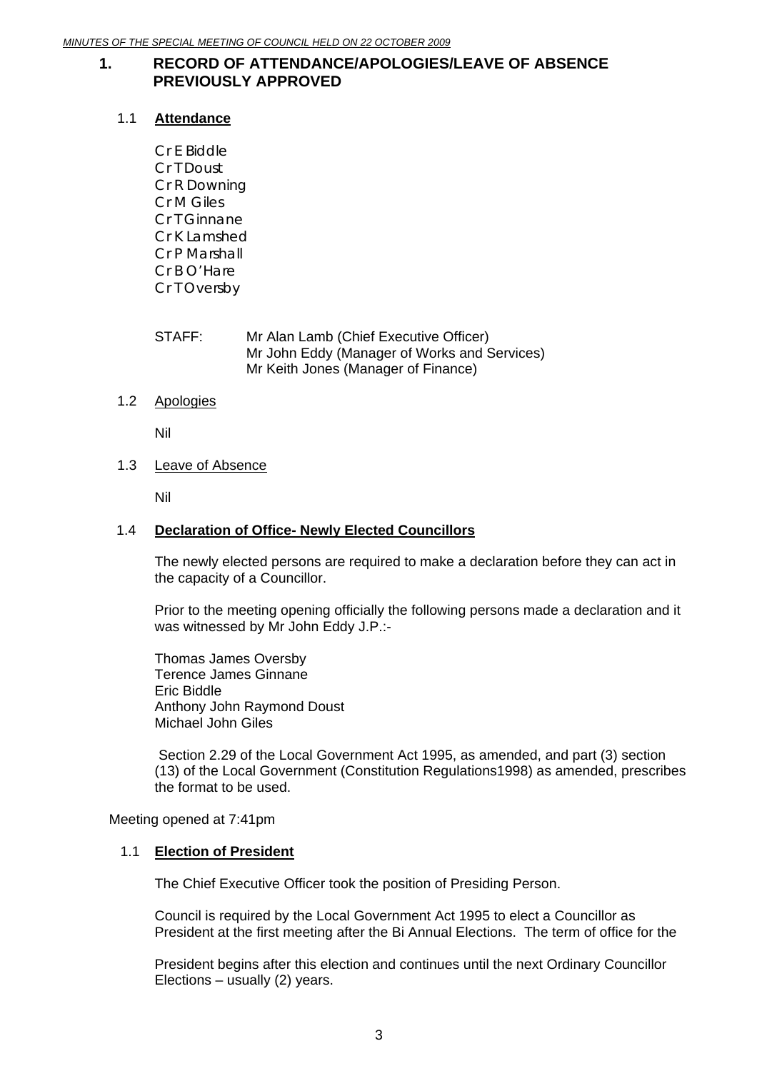## 1. RECORD OF ATTENDANCE/APOLOGIES/LEAVE OF ABSENCE PREVIOUSLY APPROVED

### 1.1 Attendance

Cr E Biddle
Cr T Doust
Cr R Downing
Cr M Giles
Cr T Ginnane
Cr K Lamshed
Cr P Marshall
Cr B O'Hare
Cr T Oversby

STAFF: Mr Alan Lamb (Chief Executive Officer)
Mr John Eddy (Manager of Works and Services)
Mr Keith Jones (Manager of Finance)

### 1.2 Apologies

Nil

### 1.3 Leave of Absence

Nil

### 1.4 Declaration of Office- Newly Elected Councillors

The newly elected persons are required to make a declaration before they can act in the capacity of a Councillor.

Prior to the meeting opening officially the following persons made a declaration and it was witnessed by Mr John Eddy J.P.:-

Thomas James Oversby
Terence James Ginnane
Eric Biddle
Anthony John Raymond Doust
Michael John Giles

Section 2.29 of the Local Government Act 1995, as amended, and part (3) section (13) of the Local Government (Constitution Regulations1998) as amended, prescribes the format to be used.

Meeting opened at 7:41pm

### 1.1 Election of President

The Chief Executive Officer took the position of Presiding Person.

Council is required by the Local Government Act 1995 to elect a Councillor as President at the first meeting after the Bi Annual Elections. The term of office for the

President begins after this election and continues until the next Ordinary Councillor Elections – usually (2) years.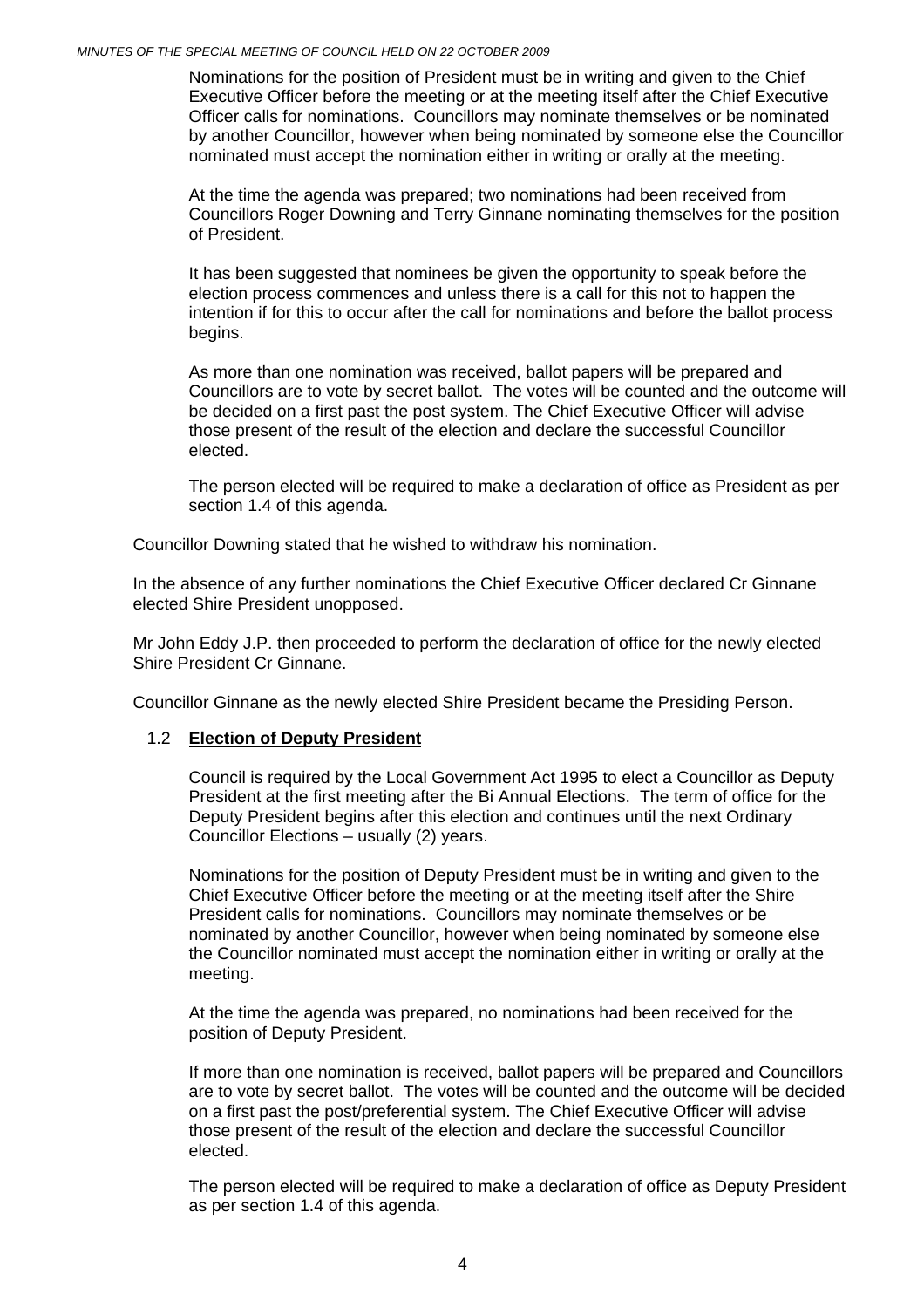Nominations for the position of President must be in writing and given to the Chief Executive Officer before the meeting or at the meeting itself after the Chief Executive Officer calls for nominations. Councillors may nominate themselves or be nominated by another Councillor, however when being nominated by someone else the Councillor nominated must accept the nomination either in writing or orally at the meeting.

At the time the agenda was prepared; two nominations had been received from Councillors Roger Downing and Terry Ginnane nominating themselves for the position of President.

It has been suggested that nominees be given the opportunity to speak before the election process commences and unless there is a call for this not to happen the intention if for this to occur after the call for nominations and before the ballot process begins.

As more than one nomination was received, ballot papers will be prepared and Councillors are to vote by secret ballot. The votes will be counted and the outcome will be decided on a first past the post system. The Chief Executive Officer will advise those present of the result of the election and declare the successful Councillor elected.

The person elected will be required to make a declaration of office as President as per section 1.4 of this agenda.

Councillor Downing stated that he wished to withdraw his nomination.

In the absence of any further nominations the Chief Executive Officer declared Cr Ginnane elected Shire President unopposed.

Mr John Eddy J.P. then proceeded to perform the declaration of office for the newly elected Shire President Cr Ginnane.

Councillor Ginnane as the newly elected Shire President became the Presiding Person.

## 1.2 **Election of Deputy President**

Council is required by the Local Government Act 1995 to elect a Councillor as Deputy President at the first meeting after the Bi Annual Elections. The term of office for the Deputy President begins after this election and continues until the next Ordinary Councillor Elections – usually (2) years.

Nominations for the position of Deputy President must be in writing and given to the Chief Executive Officer before the meeting or at the meeting itself after the Shire President calls for nominations. Councillors may nominate themselves or be nominated by another Councillor, however when being nominated by someone else the Councillor nominated must accept the nomination either in writing or orally at the meeting.

At the time the agenda was prepared, no nominations had been received for the position of Deputy President.

If more than one nomination is received, ballot papers will be prepared and Councillors are to vote by secret ballot. The votes will be counted and the outcome will be decided on a first past the post/preferential system. The Chief Executive Officer will advise those present of the result of the election and declare the successful Councillor elected.

The person elected will be required to make a declaration of office as Deputy President as per section 1.4 of this agenda.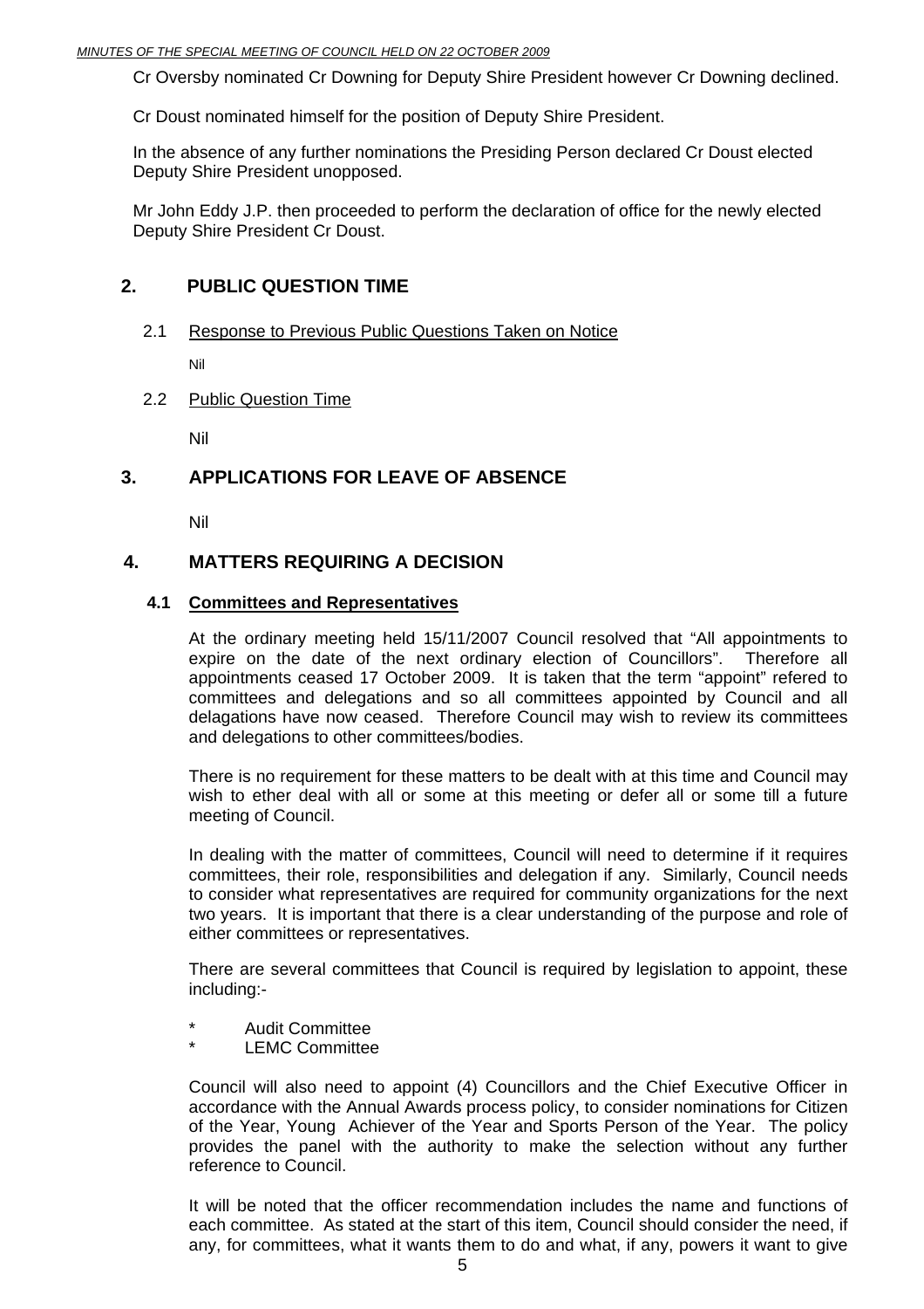Cr Oversby nominated Cr Downing for Deputy Shire President however Cr Downing declined.

Cr Doust nominated himself for the position of Deputy Shire President.

In the absence of any further nominations the Presiding Person declared Cr Doust elected Deputy Shire President unopposed.

Mr John Eddy J.P. then proceeded to perform the declaration of office for the newly elected Deputy Shire President Cr Doust.

## 2. PUBLIC QUESTION TIME

2.1 Response to Previous Public Questions Taken on Notice

Nil

2.2 Public Question Time

Nil

## 3. APPLICATIONS FOR LEAVE OF ABSENCE

Nil

## 4. MATTERS REQUIRING A DECISION

### 4.1 Committees and Representatives

At the ordinary meeting held 15/11/2007 Council resolved that "All appointments to expire on the date of the next ordinary election of Councillors". Therefore all appointments ceased 17 October 2009. It is taken that the term "appoint" refered to committees and delegations and so all committees appointed by Council and all delagations have now ceased. Therefore Council may wish to review its committees and delegations to other committees/bodies.

There is no requirement for these matters to be dealt with at this time and Council may wish to ether deal with all or some at this meeting or defer all or some till a future meeting of Council.

In dealing with the matter of committees, Council will need to determine if it requires committees, their role, responsibilities and delegation if any. Similarly, Council needs to consider what representatives are required for community organizations for the next two years. It is important that there is a clear understanding of the purpose and role of either committees or representatives.

There are several committees that Council is required by legislation to appoint, these including:-

* Audit Committee
* LEMC Committee

Council will also need to appoint (4) Councillors and the Chief Executive Officer in accordance with the Annual Awards process policy, to consider nominations for Citizen of the Year, Young Achiever of the Year and Sports Person of the Year. The policy provides the panel with the authority to make the selection without any further reference to Council.

It will be noted that the officer recommendation includes the name and functions of each committee. As stated at the start of this item, Council should consider the need, if any, for committees, what it wants them to do and what, if any, powers it want to give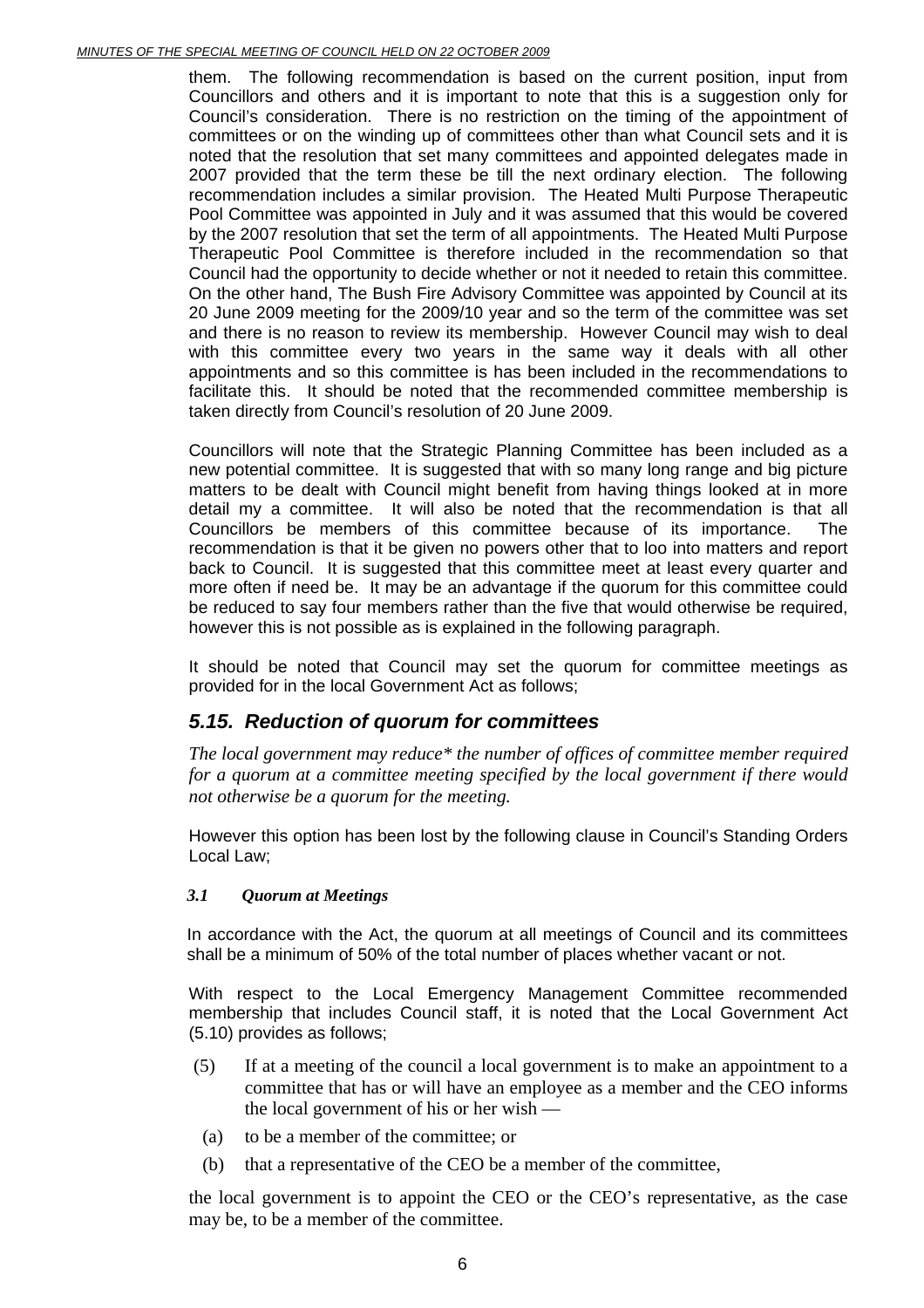them. The following recommendation is based on the current position, input from Councillors and others and it is important to note that this is a suggestion only for Council's consideration. There is no restriction on the timing of the appointment of committees or on the winding up of committees other than what Council sets and it is noted that the resolution that set many committees and appointed delegates made in 2007 provided that the term these be till the next ordinary election. The following recommendation includes a similar provision. The Heated Multi Purpose Therapeutic Pool Committee was appointed in July and it was assumed that this would be covered by the 2007 resolution that set the term of all appointments. The Heated Multi Purpose Therapeutic Pool Committee is therefore included in the recommendation so that Council had the opportunity to decide whether or not it needed to retain this committee. On the other hand, The Bush Fire Advisory Committee was appointed by Council at its 20 June 2009 meeting for the 2009/10 year and so the term of the committee was set and there is no reason to review its membership. However Council may wish to deal with this committee every two years in the same way it deals with all other appointments and so this committee is has been included in the recommendations to facilitate this. It should be noted that the recommended committee membership is taken directly from Council's resolution of 20 June 2009.

Councillors will note that the Strategic Planning Committee has been included as a new potential committee. It is suggested that with so many long range and big picture matters to be dealt with Council might benefit from having things looked at in more detail my a committee. It will also be noted that the recommendation is that all Councillors be members of this committee because of its importance. The recommendation is that it be given no powers other that to loo into matters and report back to Council. It is suggested that this committee meet at least every quarter and more often if need be. It may be an advantage if the quorum for this committee could be reduced to say four members rather than the five that would otherwise be required, however this is not possible as is explained in the following paragraph.

It should be noted that Council may set the quorum for committee meetings as provided for in the local Government Act as follows;

## *5.15. Reduction of quorum for committees*

*The local government may reduce* the number of offices of committee member required for a quorum at a committee meeting specified by the local government if there would not otherwise be a quorum for the meeting.*

However this option has been lost by the following clause in Council's Standing Orders Local Law;

***3.1 Quorum at Meetings***

In accordance with the Act, the quorum at all meetings of Council and its committees shall be a minimum of 50% of the total number of places whether vacant or not.

With respect to the Local Emergency Management Committee recommended membership that includes Council staff, it is noted that the Local Government Act (5.10) provides as follows;

(5) If at a meeting of the council a local government is to make an appointment to a committee that has or will have an employee as a member and the CEO informs the local government of his or her wish —

(a) to be a member of the committee; or

(b) that a representative of the CEO be a member of the committee,

the local government is to appoint the CEO or the CEO's representative, as the case may be, to be a member of the committee.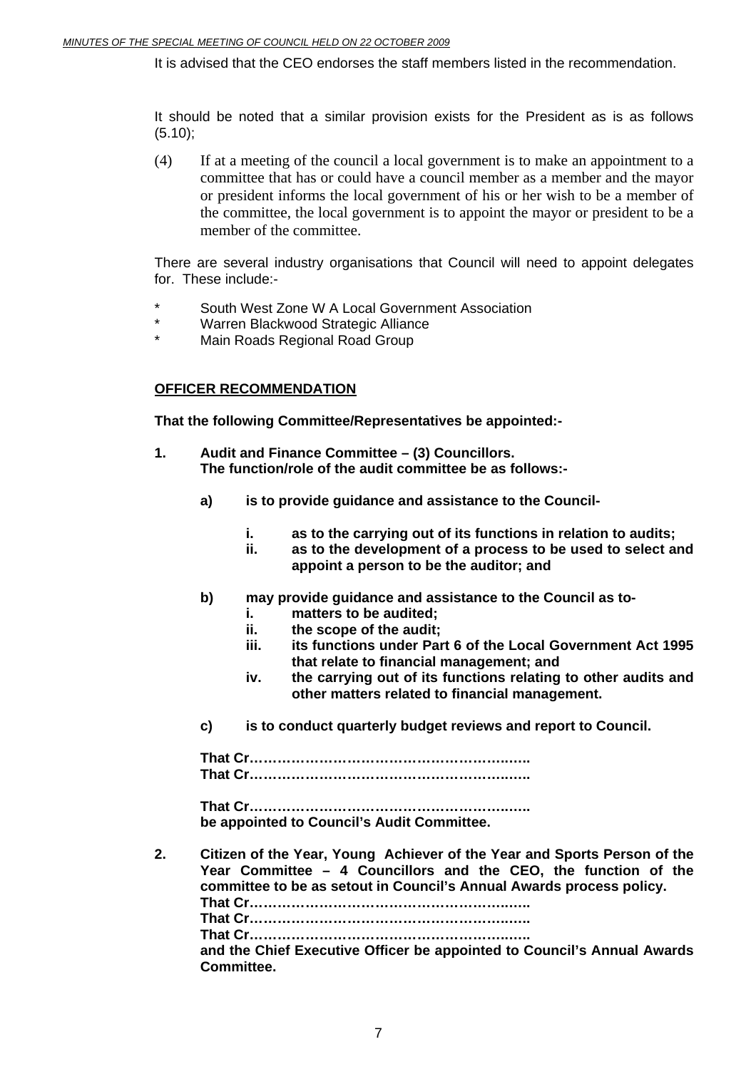It is advised that the CEO endorses the staff members listed in the recommendation.

It should be noted that a similar provision exists for the President as is as follows (5.10);

(4) If at a meeting of the council a local government is to make an appointment to a committee that has or could have a council member as a member and the mayor or president informs the local government of his or her wish to be a member of the committee, the local government is to appoint the mayor or president to be a member of the committee.

There are several industry organisations that Council will need to appoint delegates for. These include:-

* South West Zone W A Local Government Association
* Warren Blackwood Strategic Alliance
* Main Roads Regional Road Group

**OFFICER RECOMMENDATION**

**That the following Committee/Representatives be appointed:-**

**1. Audit and Finance Committee – (3) Councillors.**
**The function/role of the audit committee be as follows:-**

**a) is to provide guidance and assistance to the Council-**

**i. as to the carrying out of its functions in relation to audits;**
**ii. as to the development of a process to be used to select and appoint a person to be the auditor; and**

**b) may provide guidance and assistance to the Council as to-**
**i. matters to be audited;**
**ii. the scope of the audit;**
**iii. its functions under Part 6 of the Local Government Act 1995 that relate to financial management; and**
**iv. the carrying out of its functions relating to other audits and other matters related to financial management.**

**c) is to conduct quarterly budget reviews and report to Council.**

**That Cr……………………………………………………..**
**That Cr……………………………………………………..**

**That Cr……………………………………………………..**
**be appointed to Council's Audit Committee.**

**2. Citizen of the Year, Young Achiever of the Year and Sports Person of the Year Committee – 4 Councillors and the CEO, the function of the committee to be as setout in Council's Annual Awards process policy.**
**That Cr……………………………………………………..**
**That Cr……………………………………………………..**
**That Cr……………………………………………………..**
**and the Chief Executive Officer be appointed to Council's Annual Awards Committee.**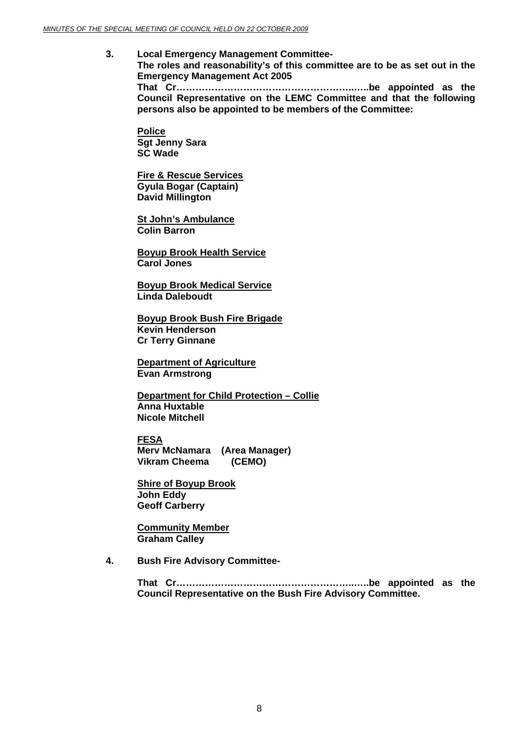**3. Local Emergency Management Committee-**

**The roles and reasonability's of this committee are to be as set out in the Emergency Management Act 2005**

**That Cr…………………………………………………..…..be appointed as the Council Representative on the LEMC Committee and that the following persons also be appointed to be members of the Committee:**

**Police**
**Sgt Jenny Sara**
**SC Wade**

**Fire & Rescue Services**
**Gyula Bogar (Captain)**
**David Millington**

**St John's Ambulance**
**Colin Barron**

**Boyup Brook Health Service**
**Carol Jones**

**Boyup Brook Medical Service**
**Linda Daleboudt**

**Boyup Brook Bush Fire Brigade**
**Kevin Henderson**
**Cr Terry Ginnane**

**Department of Agriculture**
**Evan Armstrong**

**Department for Child Protection – Collie**
**Anna Huxtable**
**Nicole Mitchell**

**FESA**
**Merv McNamara (Area Manager)**
**Vikram Cheema (CEMO)**

**Shire of Boyup Brook**
**John Eddy**
**Geoff Carberry**

**Community Member**
**Graham Calley**

**4. Bush Fire Advisory Committee-**

**That Cr………………………………………………..…..be appointed as the Council Representative on the Bush Fire Advisory Committee.**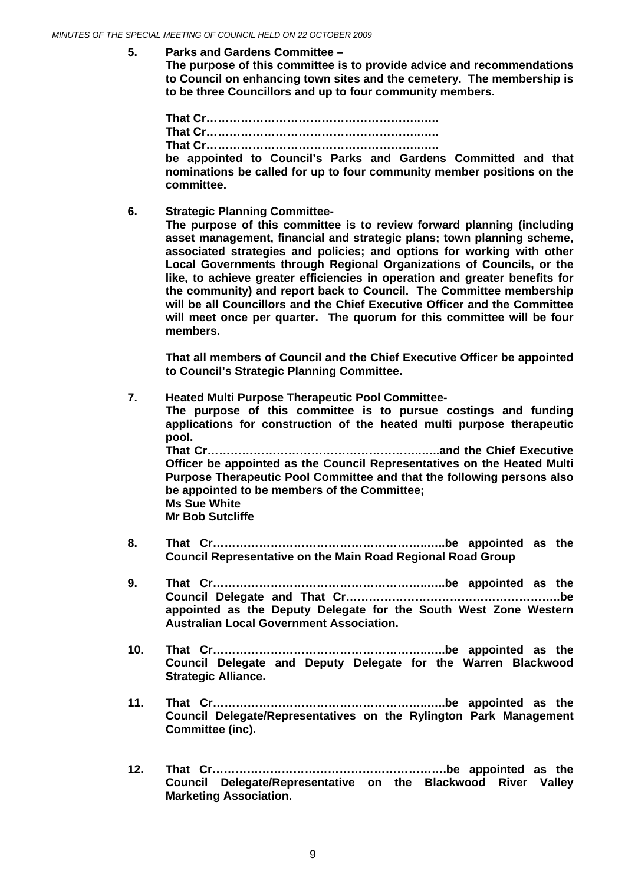5. **Parks and Gardens Committee –**
   **The purpose of this committee is to provide advice and recommendations to Council on enhancing town sites and the cemetery. The membership is to be three Councillors and up to four community members.**

   **That Cr…………………………………………………..**
   **That Cr…………………………………………………..**
   **That Cr…………………………………………………..**
   **be appointed to Council's Parks and Gardens Committed and that nominations be called for up to four community member positions on the committee.**

6. **Strategic Planning Committee-**
   **The purpose of this committee is to review forward planning (including asset management, financial and strategic plans; town planning scheme, associated strategies and policies; and options for working with other Local Governments through Regional Organizations of Councils, or the like, to achieve greater efficiencies in operation and greater benefits for the community) and report back to Council. The Committee membership will be all Councillors and the Chief Executive Officer and the Committee will meet once per quarter. The quorum for this committee will be four members.**

   **That all members of Council and the Chief Executive Officer be appointed to Council's Strategic Planning Committee.**

7. **Heated Multi Purpose Therapeutic Pool Committee-**
   **The purpose of this committee is to pursue costings and funding applications for construction of the heated multi purpose therapeutic pool.**
   **That Cr…………………………………………………..and the Chief Executive Officer be appointed as the Council Representatives on the Heated Multi Purpose Therapeutic Pool Committee and that the following persons also be appointed to be members of the Committee;**
   **Ms Sue White**
   **Mr Bob Sutcliffe**

8. **That Cr…………………………………………………..be appointed as the Council Representative on the Main Road Regional Road Group**

9. **That Cr…………………………………………………..be appointed as the Council Delegate and That Cr…………………………………………………..be appointed as the Deputy Delegate for the South West Zone Western Australian Local Government Association.**

10. **That Cr…………………………………………………..be appointed as the Council Delegate and Deputy Delegate for the Warren Blackwood Strategic Alliance.**

11. **That Cr…………………………………………………..be appointed as the Council Delegate/Representatives on the Rylington Park Management Committee (inc).**

12. **That Cr…………………………………………………..be appointed as the Council Delegate/Representative on the Blackwood River Valley Marketing Association.**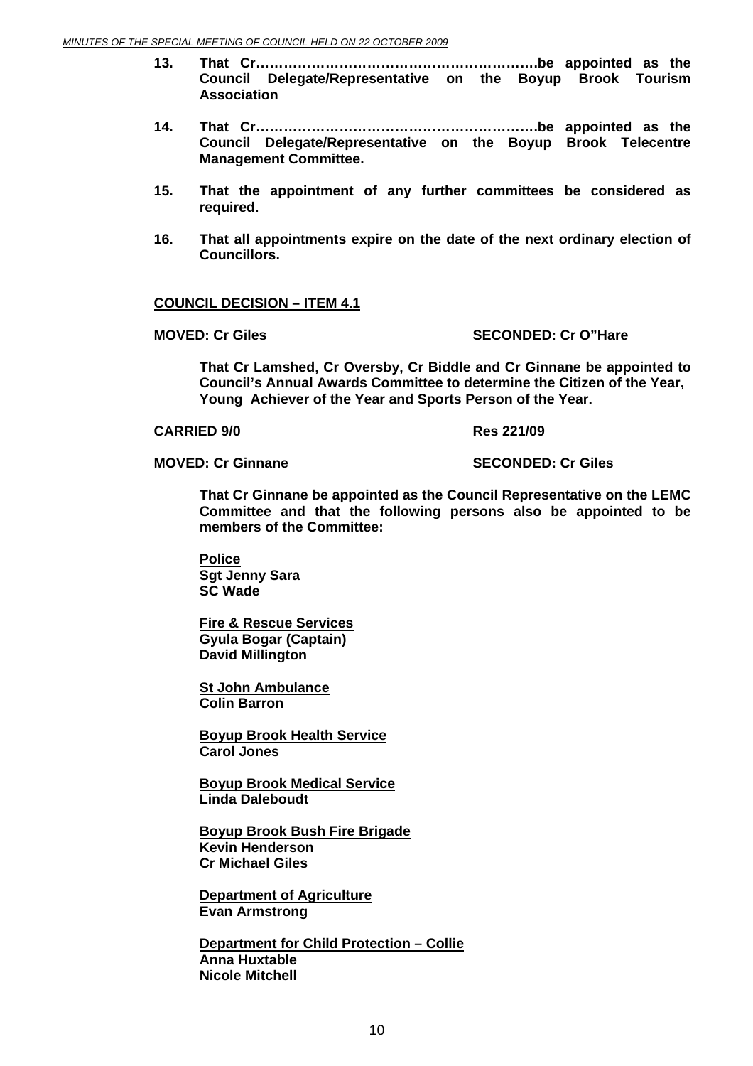**13. That Cr……………………………………………………be appointed as the Council Delegate/Representative on the Boyup Brook Tourism Association**

**14. That Cr……………………………………………………be appointed as the Council Delegate/Representative on the Boyup Brook Telecentre Management Committee.**

**15. That the appointment of any further committees be considered as required.**

**16. That all appointments expire on the date of the next ordinary election of Councillors.**

**COUNCIL DECISION – ITEM 4.1**

**MOVED: Cr Giles** **SECONDED: Cr O"Hare**

**That Cr Lamshed, Cr Oversby, Cr Biddle and Cr Ginnane be appointed to Council's Annual Awards Committee to determine the Citizen of the Year, Young Achiever of the Year and Sports Person of the Year.**

**CARRIED 9/0** **Res 221/09**

**MOVED: Cr Ginnane** **SECONDED: Cr Giles**

**That Cr Ginnane be appointed as the Council Representative on the LEMC Committee and that the following persons also be appointed to be members of the Committee:**

**Police**
**Sgt Jenny Sara**
**SC Wade**

**Fire & Rescue Services**
**Gyula Bogar (Captain)**
**David Millington**

**St John Ambulance**
**Colin Barron**

**Boyup Brook Health Service**
**Carol Jones**

**Boyup Brook Medical Service**
**Linda Daleboudt**

**Boyup Brook Bush Fire Brigade**
**Kevin Henderson**
**Cr Michael Giles**

**Department of Agriculture**
**Evan Armstrong**

**Department for Child Protection – Collie**
**Anna Huxtable**
**Nicole Mitchell**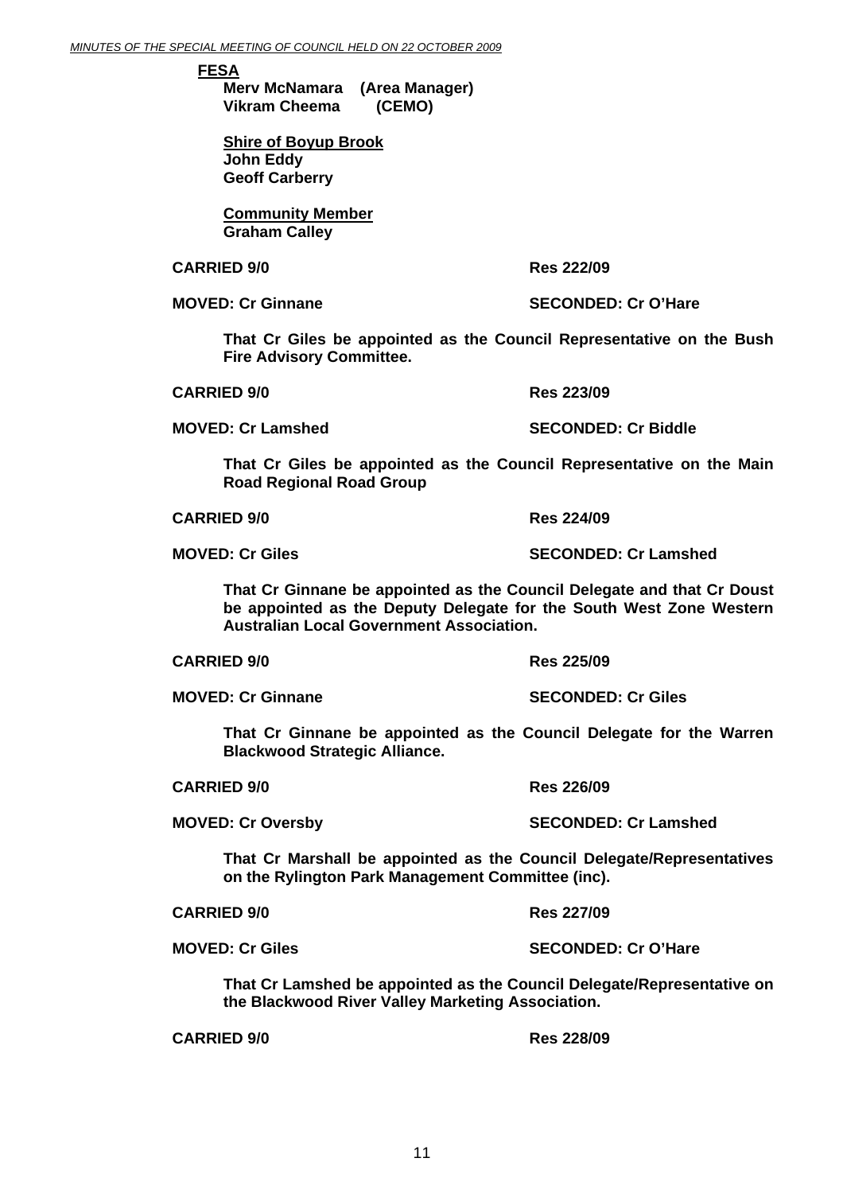**FESA**
**Merv McNamara (Area Manager)**
**Vikram Cheema (CEMO)**

**Shire of Boyup Brook**
**John Eddy**
**Geoff Carberry**

**Community Member**
**Graham Calley**

**CARRIED 9/0** **Res 222/09**

**MOVED: Cr Ginnane** **SECONDED: Cr O'Hare**

**That Cr Giles be appointed as the Council Representative on the Bush Fire Advisory Committee.**

**CARRIED 9/0** **Res 223/09**

**MOVED: Cr Lamshed** **SECONDED: Cr Biddle**

**That Cr Giles be appointed as the Council Representative on the Main Road Regional Road Group**

**CARRIED 9/0** **Res 224/09**

**MOVED: Cr Giles** **SECONDED: Cr Lamshed**

**That Cr Ginnane be appointed as the Council Delegate and that Cr Doust be appointed as the Deputy Delegate for the South West Zone Western Australian Local Government Association.**

**CARRIED 9/0** **Res 225/09**

**MOVED: Cr Ginnane** **SECONDED: Cr Giles**

**That Cr Ginnane be appointed as the Council Delegate for the Warren Blackwood Strategic Alliance.**

**CARRIED 9/0** **Res 226/09**

**MOVED: Cr Oversby** **SECONDED: Cr Lamshed**

**That Cr Marshall be appointed as the Council Delegate/Representatives on the Rylington Park Management Committee (inc).**

**CARRIED 9/0** **Res 227/09**

**MOVED: Cr Giles** **SECONDED: Cr O'Hare**

**That Cr Lamshed be appointed as the Council Delegate/Representative on the Blackwood River Valley Marketing Association.**

**CARRIED 9/0** **Res 228/09**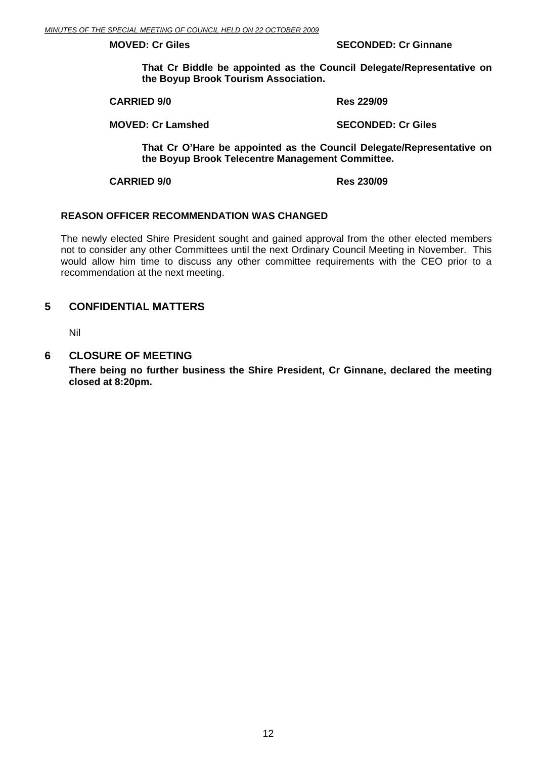**MOVED: Cr Giles** **SECONDED: Cr Ginnane**

**That Cr Biddle be appointed as the Council Delegate/Representative on the Boyup Brook Tourism Association.**

**CARRIED 9/0** **Res 229/09**

**MOVED: Cr Lamshed** **SECONDED: Cr Giles**

**That Cr O'Hare be appointed as the Council Delegate/Representative on the Boyup Brook Telecentre Management Committee.**

**CARRIED 9/0** **Res 230/09**

**REASON OFFICER RECOMMENDATION WAS CHANGED**

The newly elected Shire President sought and gained approval from the other elected members not to consider any other Committees until the next Ordinary Council Meeting in November. This would allow him time to discuss any other committee requirements with the CEO prior to a recommendation at the next meeting.

## 5 CONFIDENTIAL MATTERS

Nil

## 6 CLOSURE OF MEETING

**There being no further business the Shire President, Cr Ginnane, declared the meeting closed at 8:20pm.**